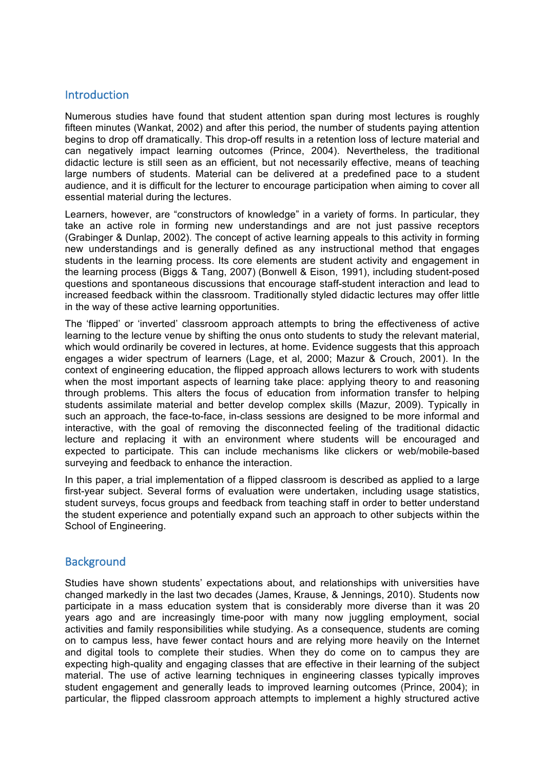## Introduction

Numerous studies have found that student attention span during most lectures is roughly fifteen minutes (Wankat, 2002) and after this period, the number of students paying attention begins to drop off dramatically. This drop-off results in a retention loss of lecture material and can negatively impact learning outcomes (Prince, 2004). Nevertheless, the traditional didactic lecture is still seen as an efficient, but not necessarily effective, means of teaching large numbers of students. Material can be delivered at a predefined pace to a student audience, and it is difficult for the lecturer to encourage participation when aiming to cover all essential material during the lectures.

Learners, however, are "constructors of knowledge" in a variety of forms. In particular, they take an active role in forming new understandings and are not just passive receptors (Grabinger & Dunlap, 2002). The concept of active learning appeals to this activity in forming new understandings and is generally defined as any instructional method that engages students in the learning process. Its core elements are student activity and engagement in the learning process (Biggs & Tang, 2007) (Bonwell & Eison, 1991), including student-posed questions and spontaneous discussions that encourage staff-student interaction and lead to increased feedback within the classroom. Traditionally styled didactic lectures may offer little in the way of these active learning opportunities.

The 'flipped' or 'inverted' classroom approach attempts to bring the effectiveness of active learning to the lecture venue by shifting the onus onto students to study the relevant material, which would ordinarily be covered in lectures, at home. Evidence suggests that this approach engages a wider spectrum of learners (Lage, et al, 2000; Mazur & Crouch, 2001). In the context of engineering education, the flipped approach allows lecturers to work with students when the most important aspects of learning take place: applying theory to and reasoning through problems. This alters the focus of education from information transfer to helping students assimilate material and better develop complex skills (Mazur, 2009). Typically in such an approach, the face-to-face, in-class sessions are designed to be more informal and interactive, with the goal of removing the disconnected feeling of the traditional didactic lecture and replacing it with an environment where students will be encouraged and expected to participate. This can include mechanisms like clickers or web/mobile-based surveying and feedback to enhance the interaction.

In this paper, a trial implementation of a flipped classroom is described as applied to a large first-year subject. Several forms of evaluation were undertaken, including usage statistics, student surveys, focus groups and feedback from teaching staff in order to better understand the student experience and potentially expand such an approach to other subjects within the School of Engineering.

## Background

Studies have shown students' expectations about, and relationships with universities have changed markedly in the last two decades (James, Krause, & Jennings, 2010). Students now participate in a mass education system that is considerably more diverse than it was 20 years ago and are increasingly time-poor with many now juggling employment, social activities and family responsibilities while studying. As a consequence, students are coming on to campus less, have fewer contact hours and are relying more heavily on the Internet and digital tools to complete their studies. When they do come on to campus they are expecting high-quality and engaging classes that are effective in their learning of the subject material. The use of active learning techniques in engineering classes typically improves student engagement and generally leads to improved learning outcomes (Prince, 2004); in particular, the flipped classroom approach attempts to implement a highly structured active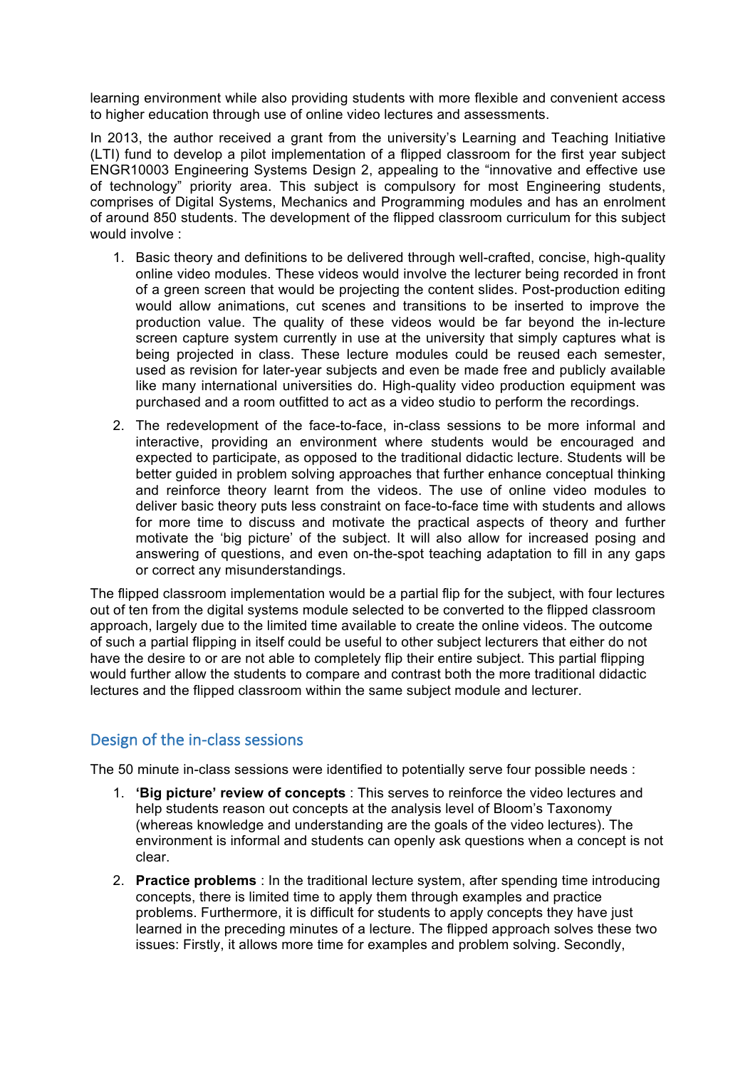learning environment while also providing students with more flexible and convenient access to higher education through use of online video lectures and assessments.

In 2013, the author received a grant from the university's Learning and Teaching Initiative (LTI) fund to develop a pilot implementation of a flipped classroom for the first year subject ENGR10003 Engineering Systems Design 2, appealing to the "innovative and effective use of technology" priority area. This subject is compulsory for most Engineering students, comprises of Digital Systems, Mechanics and Programming modules and has an enrolment of around 850 students. The development of the flipped classroom curriculum for this subject would involve :

1. Basic theory and definitions to be delivered through well-crafted, concise, high-quality online video modules. These videos would involve the lecturer being recorded in front of a green screen that would be projecting the content slides. Post-production editing would allow animations, cut scenes and transitions to be inserted to improve the production value. The quality of these videos would be far beyond the in-lecture screen capture system currently in use at the university that simply captures what is being projected in class. These lecture modules could be reused each semester, used as revision for later-year subjects and even be made free and publicly available like many international universities do. High-quality video production equipment was purchased and a room outfitted to act as a video studio to perform the recordings.
2. The redevelopment of the face-to-face, in-class sessions to be more informal and interactive, providing an environment where students would be encouraged and expected to participate, as opposed to the traditional didactic lecture. Students will be better guided in problem solving approaches that further enhance conceptual thinking and reinforce theory learnt from the videos. The use of online video modules to deliver basic theory puts less constraint on face-to-face time with students and allows for more time to discuss and motivate the practical aspects of theory and further motivate the 'big picture' of the subject. It will also allow for increased posing and answering of questions, and even on-the-spot teaching adaptation to fill in any gaps or correct any misunderstandings.

The flipped classroom implementation would be a partial flip for the subject, with four lectures out of ten from the digital systems module selected to be converted to the flipped classroom approach, largely due to the limited time available to create the online videos. The outcome of such a partial flipping in itself could be useful to other subject lecturers that either do not have the desire to or are not able to completely flip their entire subject. This partial flipping would further allow the students to compare and contrast both the more traditional didactic lectures and the flipped classroom within the same subject module and lecturer.

## Design of the in-class sessions

The 50 minute in-class sessions were identified to potentially serve four possible needs :

1. **'Big picture' review of concepts** : This serves to reinforce the video lectures and help students reason out concepts at the analysis level of Bloom's Taxonomy (whereas knowledge and understanding are the goals of the video lectures). The environment is informal and students can openly ask questions when a concept is not clear.
2. **Practice problems** : In the traditional lecture system, after spending time introducing concepts, there is limited time to apply them through examples and practice problems. Furthermore, it is difficult for students to apply concepts they have just learned in the preceding minutes of a lecture. The flipped approach solves these two issues: Firstly, it allows more time for examples and problem solving. Secondly,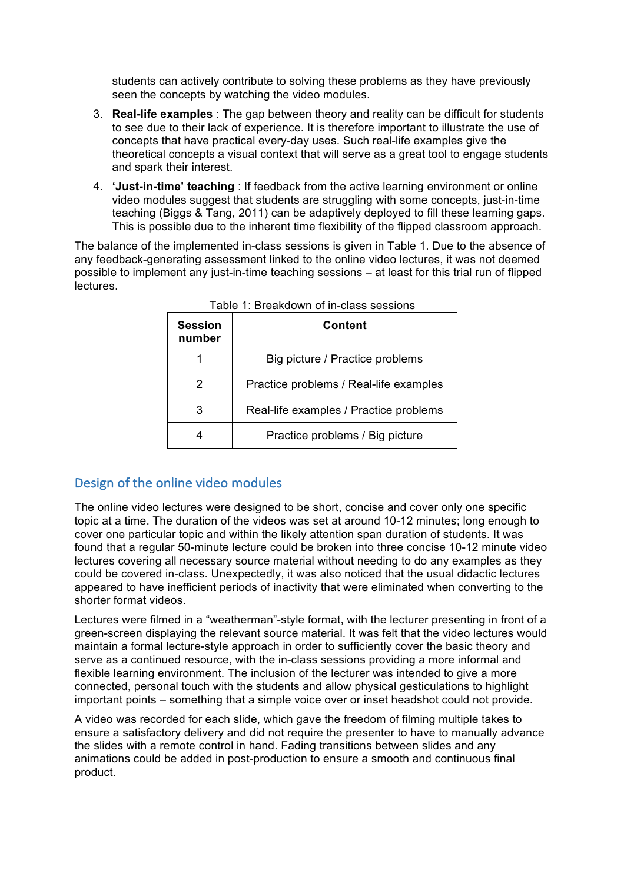students can actively contribute to solving these problems as they have previously seen the concepts by watching the video modules.

3. **Real-life examples** : The gap between theory and reality can be difficult for students to see due to their lack of experience. It is therefore important to illustrate the use of concepts that have practical every-day uses. Such real-life examples give the theoretical concepts a visual context that will serve as a great tool to engage students and spark their interest.
4. **'Just-in-time' teaching** : If feedback from the active learning environment or online video modules suggest that students are struggling with some concepts, just-in-time teaching (Biggs & Tang, 2011) can be adaptively deployed to fill these learning gaps. This is possible due to the inherent time flexibility of the flipped classroom approach.

The balance of the implemented in-class sessions is given in Table 1. Due to the absence of any feedback-generating assessment linked to the online video lectures, it was not deemed possible to implement any just-in-time teaching sessions – at least for this trial run of flipped lectures.

Table 1: Breakdown of in-class sessions

| Session number | Content |
|---|---|
| 1 | Big picture / Practice problems |
| 2 | Practice problems / Real-life examples |
| 3 | Real-life examples / Practice problems |
| 4 | Practice problems / Big picture |

## Design of the online video modules

The online video lectures were designed to be short, concise and cover only one specific topic at a time. The duration of the videos was set at around 10-12 minutes; long enough to cover one particular topic and within the likely attention span duration of students. It was found that a regular 50-minute lecture could be broken into three concise 10-12 minute video lectures covering all necessary source material without needing to do any examples as they could be covered in-class. Unexpectedly, it was also noticed that the usual didactic lectures appeared to have inefficient periods of inactivity that were eliminated when converting to the shorter format videos.

Lectures were filmed in a "weatherman"-style format, with the lecturer presenting in front of a green-screen displaying the relevant source material. It was felt that the video lectures would maintain a formal lecture-style approach in order to sufficiently cover the basic theory and serve as a continued resource, with the in-class sessions providing a more informal and flexible learning environment. The inclusion of the lecturer was intended to give a more connected, personal touch with the students and allow physical gesticulations to highlight important points – something that a simple voice over or inset headshot could not provide.

A video was recorded for each slide, which gave the freedom of filming multiple takes to ensure a satisfactory delivery and did not require the presenter to have to manually advance the slides with a remote control in hand. Fading transitions between slides and any animations could be added in post-production to ensure a smooth and continuous final product.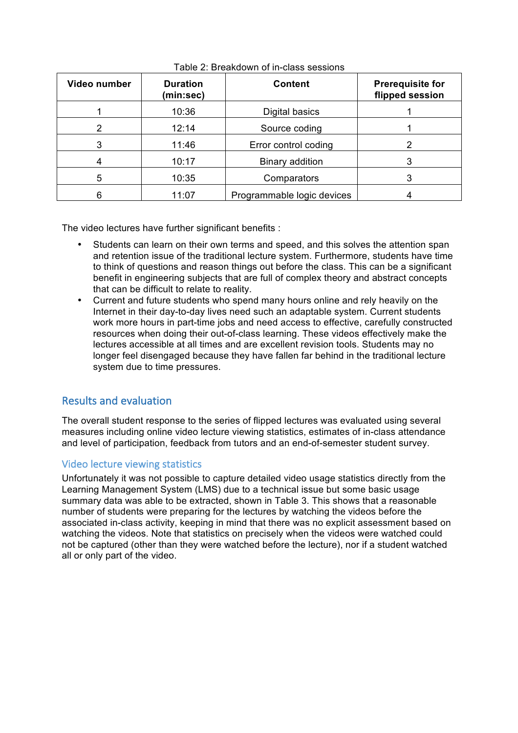Table 2: Breakdown of in-class sessions

| Video number | Duration (min:sec) | Content | Prerequisite for flipped session |
| --- | --- | --- | --- |
| 1 | 10:36 | Digital basics | 1 |
| 2 | 12:14 | Source coding | 1 |
| 3 | 11:46 | Error control coding | 2 |
| 4 | 10:17 | Binary addition | 3 |
| 5 | 10:35 | Comparators | 3 |
| 6 | 11:07 | Programmable logic devices | 4 |

The video lectures have further significant benefits :

- Students can learn on their own terms and speed, and this solves the attention span and retention issue of the traditional lecture system. Furthermore, students have time to think of questions and reason things out before the class. This can be a significant benefit in engineering subjects that are full of complex theory and abstract concepts that can be difficult to relate to reality.
- Current and future students who spend many hours online and rely heavily on the Internet in their day-to-day lives need such an adaptable system. Current students work more hours in part-time jobs and need access to effective, carefully constructed resources when doing their out-of-class learning. These videos effectively make the lectures accessible at all times and are excellent revision tools. Students may no longer feel disengaged because they have fallen far behind in the traditional lecture system due to time pressures.

## Results and evaluation

The overall student response to the series of flipped lectures was evaluated using several measures including online video lecture viewing statistics, estimates of in-class attendance and level of participation, feedback from tutors and an end-of-semester student survey.

### Video lecture viewing statistics

Unfortunately it was not possible to capture detailed video usage statistics directly from the Learning Management System (LMS) due to a technical issue but some basic usage summary data was able to be extracted, shown in Table 3. This shows that a reasonable number of students were preparing for the lectures by watching the videos before the associated in-class activity, keeping in mind that there was no explicit assessment based on watching the videos. Note that statistics on precisely when the videos were watched could not be captured (other than they were watched before the lecture), nor if a student watched all or only part of the video.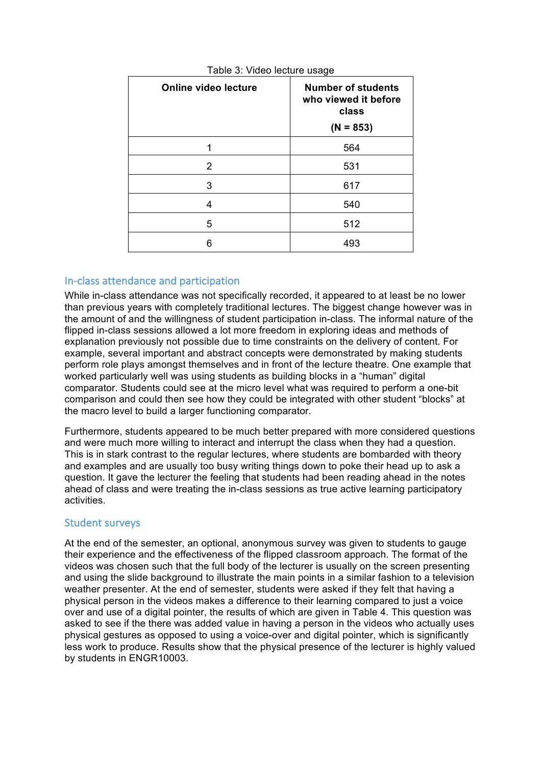Table 3: Video lecture usage

| Online video lecture | Number of students who viewed it before class (N = 853) |
|---|---|
| 1 | 564 |
| 2 | 531 |
| 3 | 617 |
| 4 | 540 |
| 5 | 512 |
| 6 | 493 |

## In-class attendance and participation

While in-class attendance was not specifically recorded, it appeared to at least be no lower than previous years with completely traditional lectures. The biggest change however was in the amount of and the willingness of student participation in-class. The informal nature of the flipped in-class sessions allowed a lot more freedom in exploring ideas and methods of explanation previously not possible due to time constraints on the delivery of content. For example, several important and abstract concepts were demonstrated by making students perform role plays amongst themselves and in front of the lecture theatre. One example that worked particularly well was using students as building blocks in a "human" digital comparator. Students could see at the micro level what was required to perform a one-bit comparison and could then see how they could be integrated with other student "blocks" at the macro level to build a larger functioning comparator.

Furthermore, students appeared to be much better prepared with more considered questions and were much more willing to interact and interrupt the class when they had a question. This is in stark contrast to the regular lectures, where students are bombarded with theory and examples and are usually too busy writing things down to poke their head up to ask a question. It gave the lecturer the feeling that students had been reading ahead in the notes ahead of class and were treating the in-class sessions as true active learning participatory activities.

## Student surveys

At the end of the semester, an optional, anonymous survey was given to students to gauge their experience and the effectiveness of the flipped classroom approach. The format of the videos was chosen such that the full body of the lecturer is usually on the screen presenting and using the slide background to illustrate the main points in a similar fashion to a television weather presenter. At the end of semester, students were asked if they felt that having a physical person in the videos makes a difference to their learning compared to just a voice over and use of a digital pointer, the results of which are given in Table 4. This question was asked to see if the there was added value in having a person in the videos who actually uses physical gestures as opposed to using a voice-over and digital pointer, which is significantly less work to produce. Results show that the physical presence of the lecturer is highly valued by students in ENGR10003.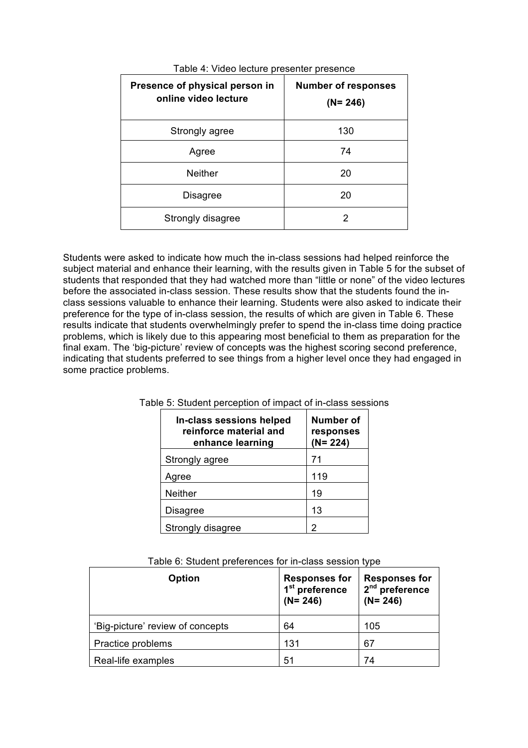Table 4: Video lecture presenter presence

| Presence of physical person in online video lecture | Number of responses (N= 246) |
| --- | --- |
| Strongly agree | 130 |
| Agree | 74 |
| Neither | 20 |
| Disagree | 20 |
| Strongly disagree | 2 |

Students were asked to indicate how much the in-class sessions had helped reinforce the subject material and enhance their learning, with the results given in Table 5 for the subset of students that responded that they had watched more than "little or none" of the video lectures before the associated in-class session. These results show that the students found the in-class sessions valuable to enhance their learning. Students were also asked to indicate their preference for the type of in-class session, the results of which are given in Table 6. These results indicate that students overwhelmingly prefer to spend the in-class time doing practice problems, which is likely due to this appearing most beneficial to them as preparation for the final exam. The 'big-picture' review of concepts was the highest scoring second preference, indicating that students preferred to see things from a higher level once they had engaged in some practice problems.

Table 5: Student perception of impact of in-class sessions

| In-class sessions helped reinforce material and enhance learning | Number of responses (N= 224) |
| --- | --- |
| Strongly agree | 71 |
| Agree | 119 |
| Neither | 19 |
| Disagree | 13 |
| Strongly disagree | 2 |

Table 6: Student preferences for in-class session type

| Option | Responses for 1st preference (N= 246) | Responses for 2nd preference (N= 246) |
| --- | --- | --- |
| 'Big-picture' review of concepts | 64 | 105 |
| Practice problems | 131 | 67 |
| Real-life examples | 51 | 74 |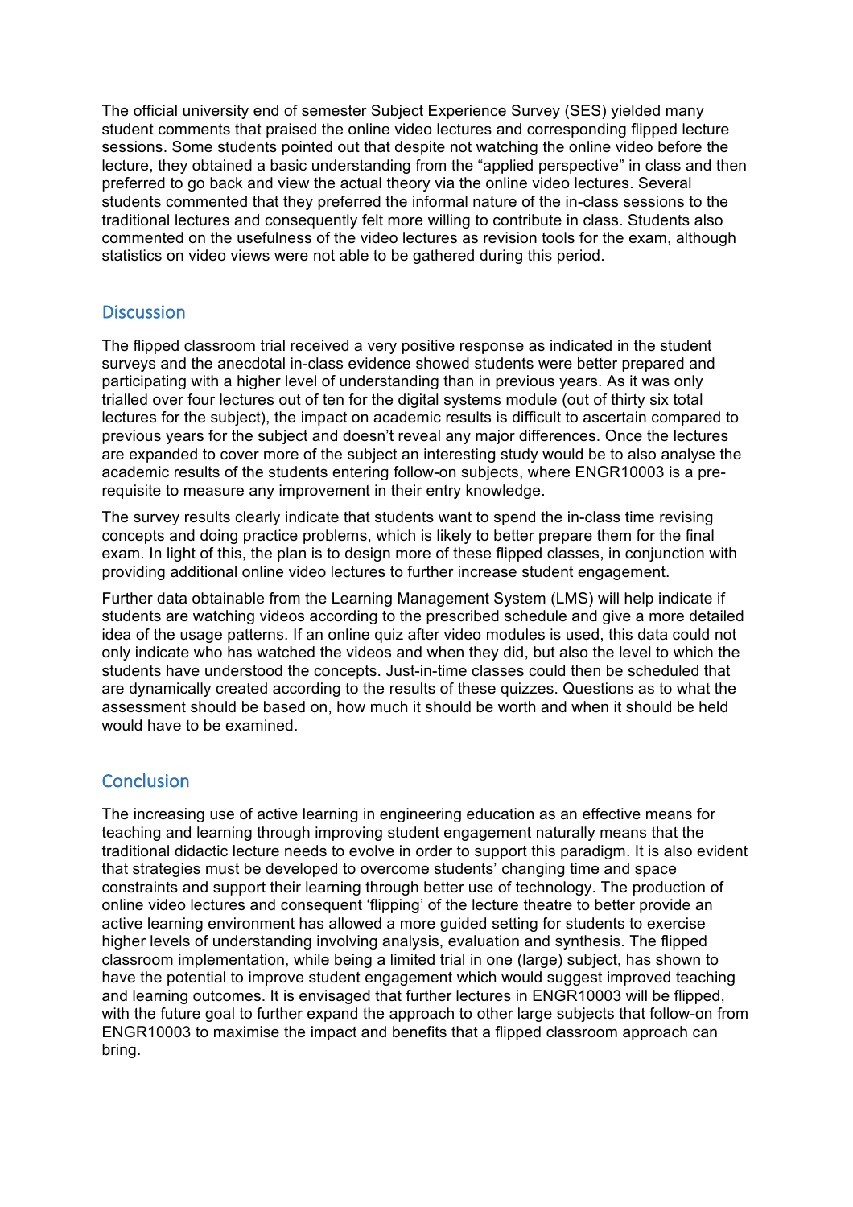The official university end of semester Subject Experience Survey (SES) yielded many student comments that praised the online video lectures and corresponding flipped lecture sessions. Some students pointed out that despite not watching the online video before the lecture, they obtained a basic understanding from the "applied perspective" in class and then preferred to go back and view the actual theory via the online video lectures. Several students commented that they preferred the informal nature of the in-class sessions to the traditional lectures and consequently felt more willing to contribute in class. Students also commented on the usefulness of the video lectures as revision tools for the exam, although statistics on video views were not able to be gathered during this period.

## Discussion

The flipped classroom trial received a very positive response as indicated in the student surveys and the anecdotal in-class evidence showed students were better prepared and participating with a higher level of understanding than in previous years. As it was only trialled over four lectures out of ten for the digital systems module (out of thirty six total lectures for the subject), the impact on academic results is difficult to ascertain compared to previous years for the subject and doesn't reveal any major differences. Once the lectures are expanded to cover more of the subject an interesting study would be to also analyse the academic results of the students entering follow-on subjects, where ENGR10003 is a pre-requisite to measure any improvement in their entry knowledge.

The survey results clearly indicate that students want to spend the in-class time revising concepts and doing practice problems, which is likely to better prepare them for the final exam. In light of this, the plan is to design more of these flipped classes, in conjunction with providing additional online video lectures to further increase student engagement.

Further data obtainable from the Learning Management System (LMS) will help indicate if students are watching videos according to the prescribed schedule and give a more detailed idea of the usage patterns. If an online quiz after video modules is used, this data could not only indicate who has watched the videos and when they did, but also the level to which the students have understood the concepts. Just-in-time classes could then be scheduled that are dynamically created according to the results of these quizzes. Questions as to what the assessment should be based on, how much it should be worth and when it should be held would have to be examined.

## Conclusion

The increasing use of active learning in engineering education as an effective means for teaching and learning through improving student engagement naturally means that the traditional didactic lecture needs to evolve in order to support this paradigm. It is also evident that strategies must be developed to overcome students' changing time and space constraints and support their learning through better use of technology. The production of online video lectures and consequent 'flipping' of the lecture theatre to better provide an active learning environment has allowed a more guided setting for students to exercise higher levels of understanding involving analysis, evaluation and synthesis. The flipped classroom implementation, while being a limited trial in one (large) subject, has shown to have the potential to improve student engagement which would suggest improved teaching and learning outcomes. It is envisaged that further lectures in ENGR10003 will be flipped, with the future goal to further expand the approach to other large subjects that follow-on from ENGR10003 to maximise the impact and benefits that a flipped classroom approach can bring.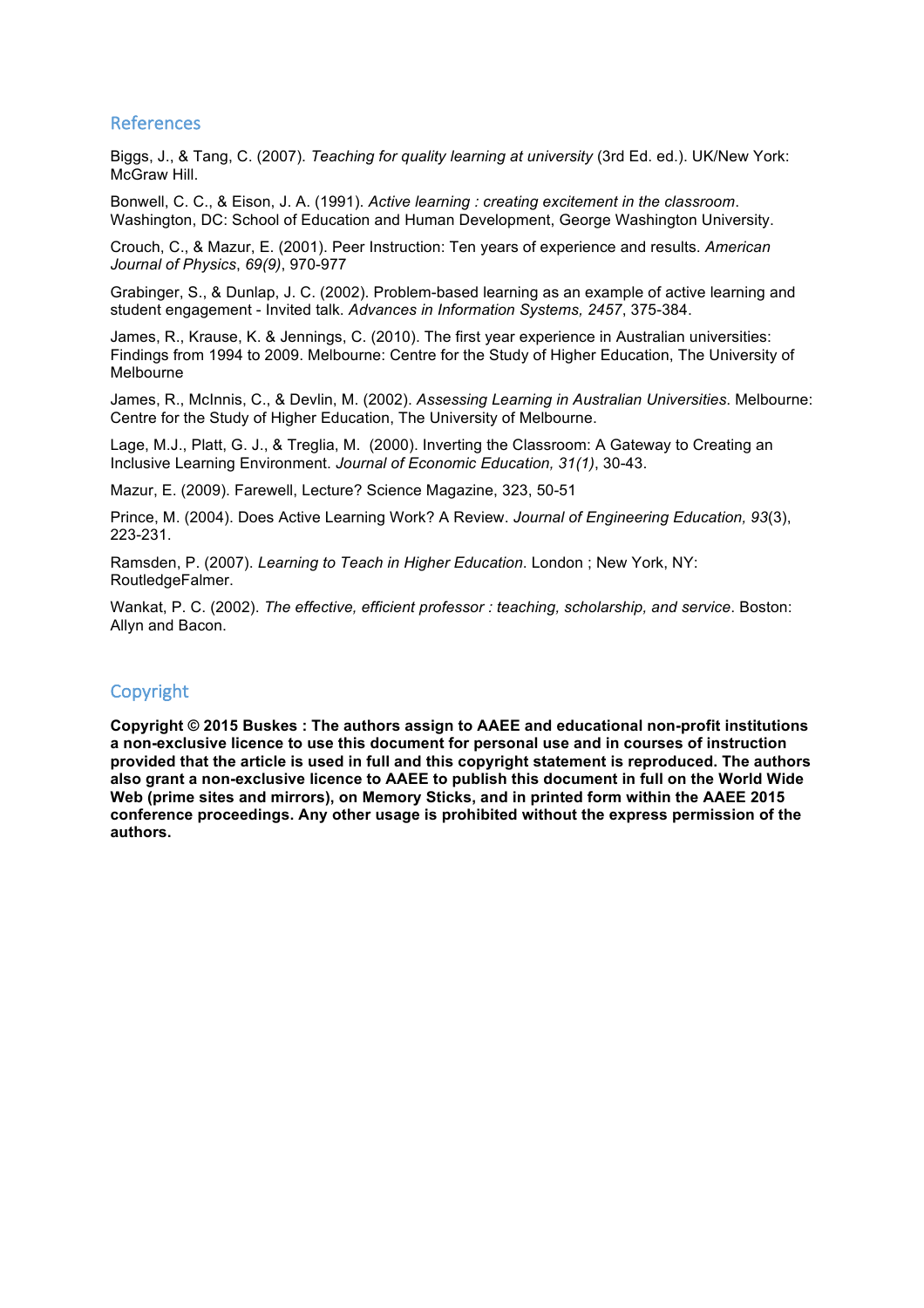## References

Biggs, J., & Tang, C. (2007). *Teaching for quality learning at university* (3rd Ed. ed.). UK/New York: McGraw Hill.

Bonwell, C. C., & Eison, J. A. (1991). *Active learning : creating excitement in the classroom*. Washington, DC: School of Education and Human Development, George Washington University.

Crouch, C., & Mazur, E. (2001). Peer Instruction: Ten years of experience and results. *American Journal of Physics*, *69(9)*, 970-977

Grabinger, S., & Dunlap, J. C. (2002). Problem-based learning as an example of active learning and student engagement - Invited talk. *Advances in Information Systems, 2457*, 375-384.

James, R., Krause, K. & Jennings, C. (2010). The first year experience in Australian universities: Findings from 1994 to 2009. Melbourne: Centre for the Study of Higher Education, The University of Melbourne

James, R., McInnis, C., & Devlin, M. (2002). *Assessing Learning in Australian Universities*. Melbourne: Centre for the Study of Higher Education, The University of Melbourne.

Lage, M.J., Platt, G. J., & Treglia, M. (2000). Inverting the Classroom: A Gateway to Creating an Inclusive Learning Environment. *Journal of Economic Education, 31(1)*, 30-43.

Mazur, E. (2009). Farewell, Lecture? Science Magazine, 323, 50-51

Prince, M. (2004). Does Active Learning Work? A Review. *Journal of Engineering Education, 93*(3), 223-231.

Ramsden, P. (2007). *Learning to Teach in Higher Education*. London ; New York, NY: RoutledgeFalmer.

Wankat, P. C. (2002). *The effective, efficient professor : teaching, scholarship, and service*. Boston: Allyn and Bacon.

## Copyright

**Copyright © 2015 Buskes : The authors assign to AAEE and educational non-profit institutions a non-exclusive licence to use this document for personal use and in courses of instruction provided that the article is used in full and this copyright statement is reproduced. The authors also grant a non-exclusive licence to AAEE to publish this document in full on the World Wide Web (prime sites and mirrors), on Memory Sticks, and in printed form within the AAEE 2015 conference proceedings. Any other usage is prohibited without the express permission of the authors.**